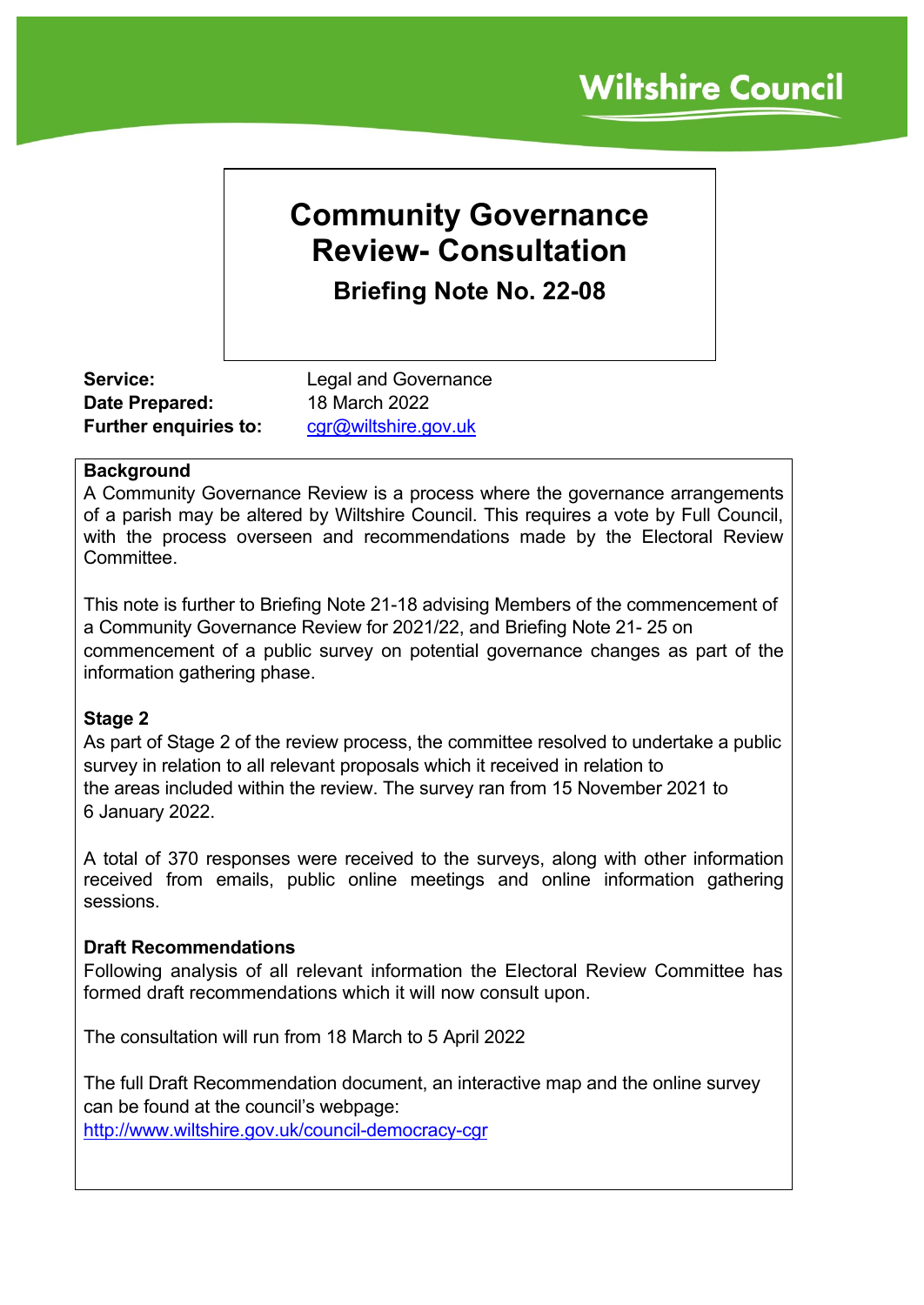Wiltshire Council

# Community Governance Review- Consultation

## Briefing Note No. 22-08

**Service:** Legal and Governance
**Date Prepared:** 18 March 2022
**Further enquiries to:** cgr@wiltshire.gov.uk

### Background

A Community Governance Review is a process where the governance arrangements of a parish may be altered by Wiltshire Council. This requires a vote by Full Council, with the process overseen and recommendations made by the Electoral Review Committee.

This note is further to Briefing Note 21-18 advising Members of the commencement of a Community Governance Review for 2021/22, and Briefing Note 21- 25 on commencement of a public survey on potential governance changes as part of the information gathering phase.

### Stage 2

As part of Stage 2 of the review process, the committee resolved to undertake a public survey in relation to all relevant proposals which it received in relation to the areas included within the review. The survey ran from 15 November 2021 to 6 January 2022.

A total of 370 responses were received to the surveys, along with other information received from emails, public online meetings and online information gathering sessions.

### Draft Recommendations

Following analysis of all relevant information the Electoral Review Committee has formed draft recommendations which it will now consult upon.

The consultation will run from 18 March to 5 April 2022

The full Draft Recommendation document, an interactive map and the online survey can be found at the council's webpage:
http://www.wiltshire.gov.uk/council-democracy-cgr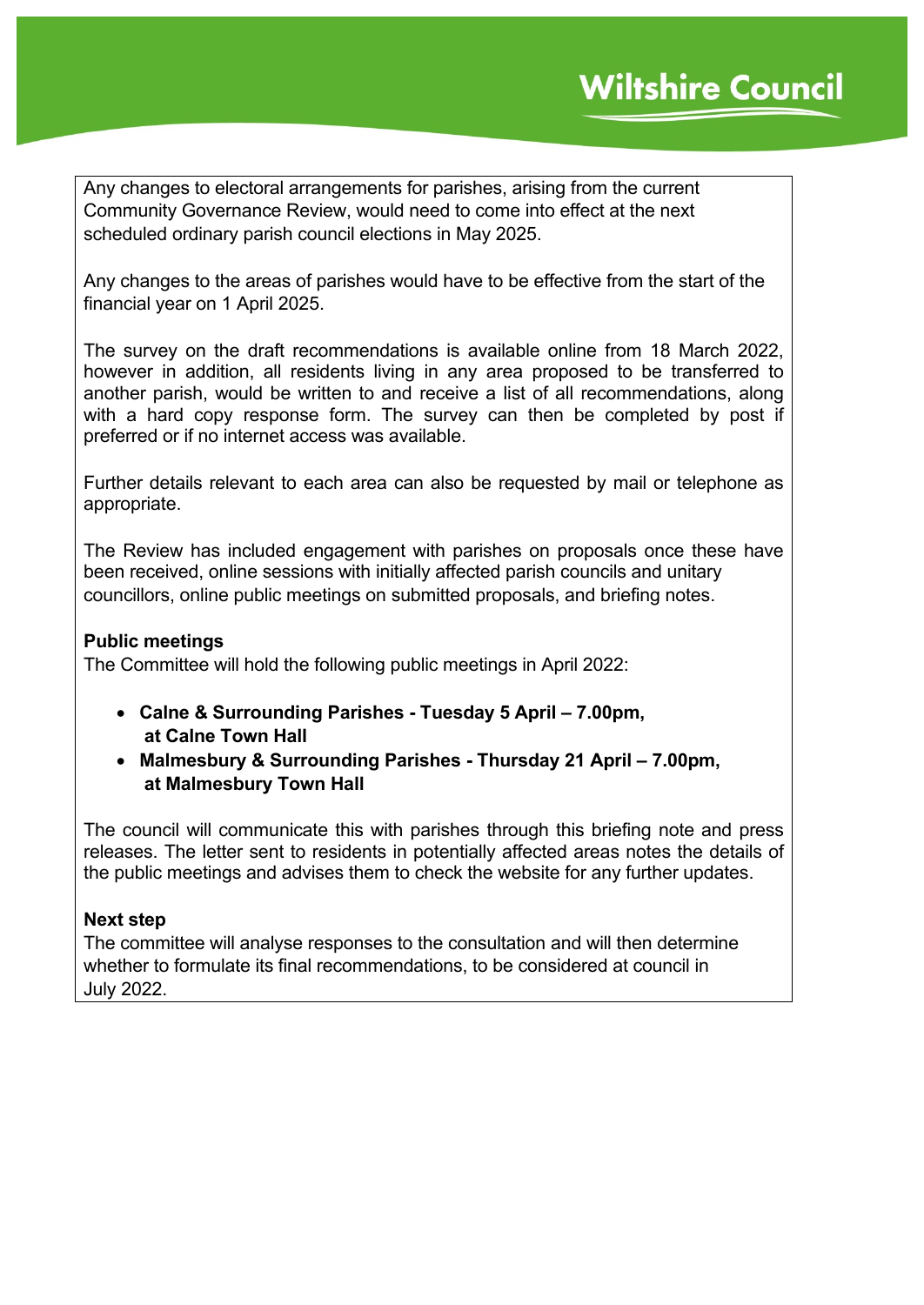Any changes to electoral arrangements for parishes, arising from the current Community Governance Review, would need to come into effect at the next scheduled ordinary parish council elections in May 2025.

Any changes to the areas of parishes would have to be effective from the start of the financial year on 1 April 2025.

The survey on the draft recommendations is available online from 18 March 2022, however in addition, all residents living in any area proposed to be transferred to another parish, would be written to and receive a list of all recommendations, along with a hard copy response form. The survey can then be completed by post if preferred or if no internet access was available.

Further details relevant to each area can also be requested by mail or telephone as appropriate.

The Review has included engagement with parishes on proposals once these have been received, online sessions with initially affected parish councils and unitary councillors, online public meetings on submitted proposals, and briefing notes.

**Public meetings**

The Committee will hold the following public meetings in April 2022:

- **Calne & Surrounding Parishes - Tuesday 5 April – 7.00pm, at Calne Town Hall**
- **Malmesbury & Surrounding Parishes - Thursday 21 April – 7.00pm, at Malmesbury Town Hall**

The council will communicate this with parishes through this briefing note and press releases. The letter sent to residents in potentially affected areas notes the details of the public meetings and advises them to check the website for any further updates.

**Next step**

The committee will analyse responses to the consultation and will then determine whether to formulate its final recommendations, to be considered at council in July 2022.